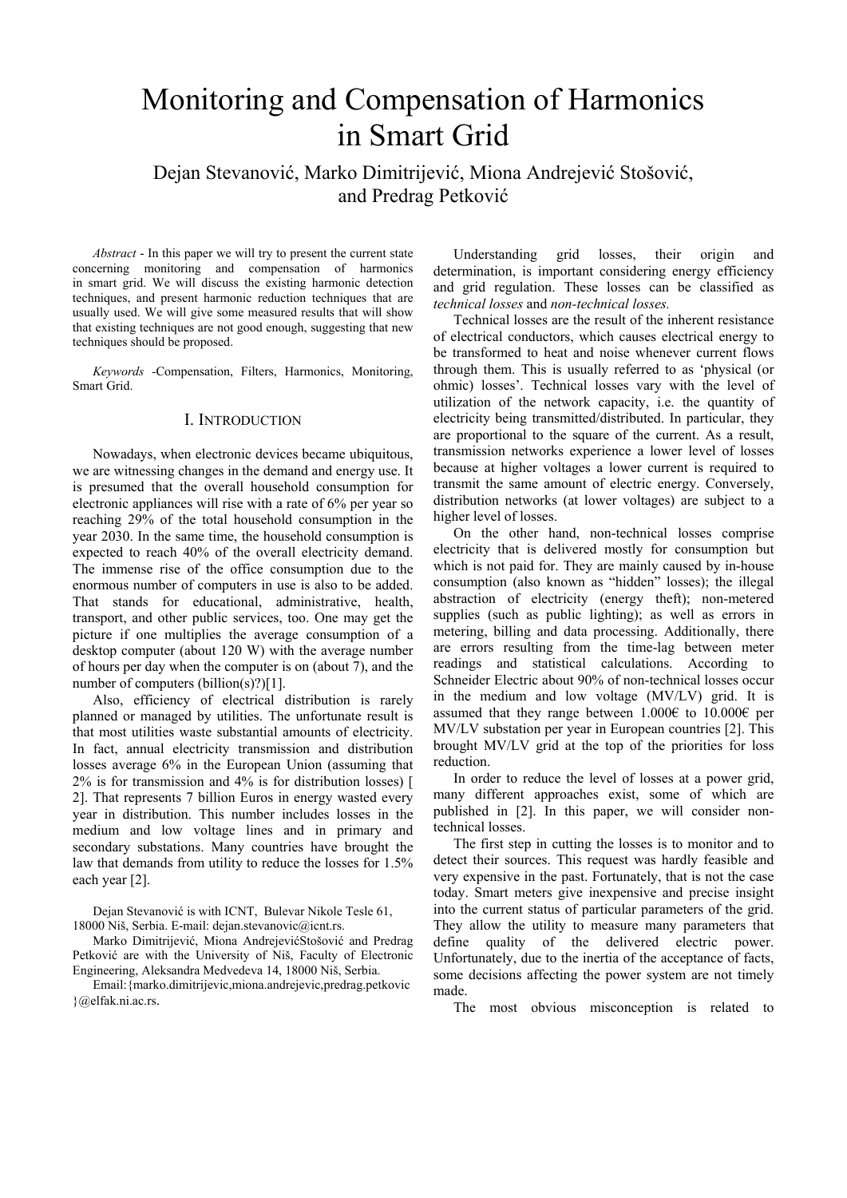# Monitoring and Compensation of Harmonics in Smart Grid

Dejan Stevanović, Marko Dimitrijević, Miona Andrejević Stošović, and Predrag Petković

*Abstract* - In this paper we will try to present the current state concerning monitoring and compensation of harmonics in smart grid. We will discuss the existing harmonic detection techniques, and present harmonic reduction techniques that are usually used. We will give some measured results that will show that existing techniques are not good enough, suggesting that new techniques should be proposed.

*Keywords* -Compensation, Filters, Harmonics, Monitoring, Smart Grid.

## I. Introduction

Nowadays, when electronic devices became ubiquitous, we are witnessing changes in the demand and energy use. It is presumed that the overall household consumption for electronic appliances will rise with a rate of 6% per year so reaching 29% of the total household consumption in the year 2030. In the same time, the household consumption is expected to reach 40% of the overall electricity demand. The immense rise of the office consumption due to the enormous number of computers in use is also to be added. That stands for educational, administrative, health, transport, and other public services, too. One may get the picture if one multiplies the average consumption of a desktop computer (about 120 W) with the average number of hours per day when the computer is on (about 7), and the number of computers (billion(s)?)[1].

Also, efficiency of electrical distribution is rarely planned or managed by utilities. The unfortunate result is that most utilities waste substantial amounts of electricity. In fact, annual electricity transmission and distribution losses average 6% in the European Union (assuming that 2% is for transmission and 4% is for distribution losses) [ 2]. That represents 7 billion Euros in energy wasted every year in distribution. This number includes losses in the medium and low voltage lines and in primary and secondary substations. Many countries have brought the law that demands from utility to reduce the losses for 1.5% each year [2].

Dejan Stevanović is with ICNT, Bulevar Nikole Tesle 61, 18000 Niš, Serbia. E-mail: dejan.stevanovic@icnt.rs.

Marko Dimitrijević, Miona AndrejevićStošović and Predrag Petković are with the University of Niš, Faculty of Electronic Engineering, Aleksandra Medvedeva 14, 18000 Niš, Serbia.

Email:{marko.dimitrijevic,miona.andrejevic,predrag.petkovic}@elfak.ni.ac.rs.

Understanding grid losses, their origin and determination, is important considering energy efficiency and grid regulation. These losses can be classified as *technical losses* and *non-technical losses.*

Technical losses are the result of the inherent resistance of electrical conductors, which causes electrical energy to be transformed to heat and noise whenever current flows through them. This is usually referred to as 'physical (or ohmic) losses'. Technical losses vary with the level of utilization of the network capacity, i.e. the quantity of electricity being transmitted/distributed. In particular, they are proportional to the square of the current. As a result, transmission networks experience a lower level of losses because at higher voltages a lower current is required to transmit the same amount of electric energy. Conversely, distribution networks (at lower voltages) are subject to a higher level of losses.

On the other hand, non-technical losses comprise electricity that is delivered mostly for consumption but which is not paid for. They are mainly caused by in-house consumption (also known as "hidden" losses); the illegal abstraction of electricity (energy theft); non-metered supplies (such as public lighting); as well as errors in metering, billing and data processing. Additionally, there are errors resulting from the time-lag between meter readings and statistical calculations. According to Schneider Electric about 90% of non-technical losses occur in the medium and low voltage (MV/LV) grid. It is assumed that they range between 1.000€ to 10.000€ per MV/LV substation per year in European countries [2]. This brought MV/LV grid at the top of the priorities for loss reduction.

In order to reduce the level of losses at a power grid, many different approaches exist, some of which are published in [2]. In this paper, we will consider non-technical losses.

The first step in cutting the losses is to monitor and to detect their sources. This request was hardly feasible and very expensive in the past. Fortunately, that is not the case today. Smart meters give inexpensive and precise insight into the current status of particular parameters of the grid. They allow the utility to measure many parameters that define quality of the delivered electric power. Unfortunately, due to the inertia of the acceptance of facts, some decisions affecting the power system are not timely made.

The most obvious misconception is related to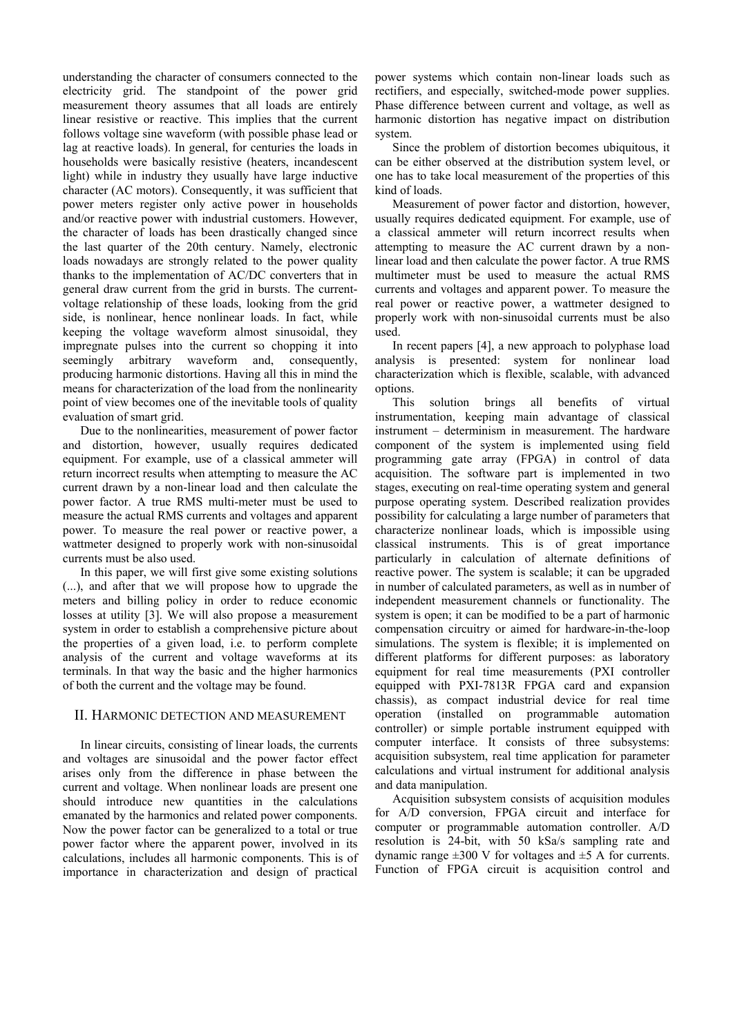understanding the character of consumers connected to the electricity grid. The standpoint of the power grid measurement theory assumes that all loads are entirely linear resistive or reactive. This implies that the current follows voltage sine waveform (with possible phase lead or lag at reactive loads). In general, for centuries the loads in households were basically resistive (heaters, incandescent light) while in industry they usually have large inductive character (AC motors). Consequently, it was sufficient that power meters register only active power in households and/or reactive power with industrial customers. However, the character of loads has been drastically changed since the last quarter of the 20th century. Namely, electronic loads nowadays are strongly related to the power quality thanks to the implementation of AC/DC converters that in general draw current from the grid in bursts. The current-voltage relationship of these loads, looking from the grid side, is nonlinear, hence nonlinear loads. In fact, while keeping the voltage waveform almost sinusoidal, they impregnate pulses into the current so chopping it into seemingly arbitrary waveform and, consequently, producing harmonic distortions. Having all this in mind the means for characterization of the load from the nonlinearity point of view becomes one of the inevitable tools of quality evaluation of smart grid.

Due to the nonlinearities, measurement of power factor and distortion, however, usually requires dedicated equipment. For example, use of a classical ammeter will return incorrect results when attempting to measure the AC current drawn by a non-linear load and then calculate the power factor. A true RMS multi-meter must be used to measure the actual RMS currents and voltages and apparent power. To measure the real power or reactive power, a wattmeter designed to properly work with non-sinusoidal currents must be also used.

In this paper, we will first give some existing solutions (...), and after that we will propose how to upgrade the meters and billing policy in order to reduce economic losses at utility [3]. We will also propose a measurement system in order to establish a comprehensive picture about the properties of a given load, i.e. to perform complete analysis of the current and voltage waveforms at its terminals. In that way the basic and the higher harmonics of both the current and the voltage may be found.

## II. Harmonic detection and measurement

In linear circuits, consisting of linear loads, the currents and voltages are sinusoidal and the power factor effect arises only from the difference in phase between the current and voltage. When nonlinear loads are present one should introduce new quantities in the calculations emanated by the harmonics and related power components. Now the power factor can be generalized to a total or true power factor where the apparent power, involved in its calculations, includes all harmonic components. This is of importance in characterization and design of practical power systems which contain non-linear loads such as rectifiers, and especially, switched-mode power supplies. Phase difference between current and voltage, as well as harmonic distortion has negative impact on distribution system.

Since the problem of distortion becomes ubiquitous, it can be either observed at the distribution system level, or one has to take local measurement of the properties of this kind of loads.

Measurement of power factor and distortion, however, usually requires dedicated equipment. For example, use of a classical ammeter will return incorrect results when attempting to measure the AC current drawn by a non-linear load and then calculate the power factor. A true RMS multimeter must be used to measure the actual RMS currents and voltages and apparent power. To measure the real power or reactive power, a wattmeter designed to properly work with non-sinusoidal currents must be also used.

In recent papers [4], a new approach to polyphase load analysis is presented: system for nonlinear load characterization which is flexible, scalable, with advanced options.

This solution brings all benefits of virtual instrumentation, keeping main advantage of classical instrument – determinism in measurement. The hardware component of the system is implemented using field programming gate array (FPGA) in control of data acquisition. The software part is implemented in two stages, executing on real-time operating system and general purpose operating system. Described realization provides possibility for calculating a large number of parameters that characterize nonlinear loads, which is impossible using classical instruments. This is of great importance particularly in calculation of alternate definitions of reactive power. The system is scalable; it can be upgraded in number of calculated parameters, as well as in number of independent measurement channels or functionality. The system is open; it can be modified to be a part of harmonic compensation circuitry or aimed for hardware-in-the-loop simulations. The system is flexible; it is implemented on different platforms for different purposes: as laboratory equipment for real time measurements (PXI controller equipped with PXI-7813R FPGA card and expansion chassis), as compact industrial device for real time operation (installed on programmable automation controller) or simple portable instrument equipped with computer interface. It consists of three subsystems: acquisition subsystem, real time application for parameter calculations and virtual instrument for additional analysis and data manipulation.

Acquisition subsystem consists of acquisition modules for A/D conversion, FPGA circuit and interface for computer or programmable automation controller. A/D resolution is 24-bit, with 50 kSa/s sampling rate and dynamic range ±300 V for voltages and ±5 A for currents. Function of FPGA circuit is acquisition control and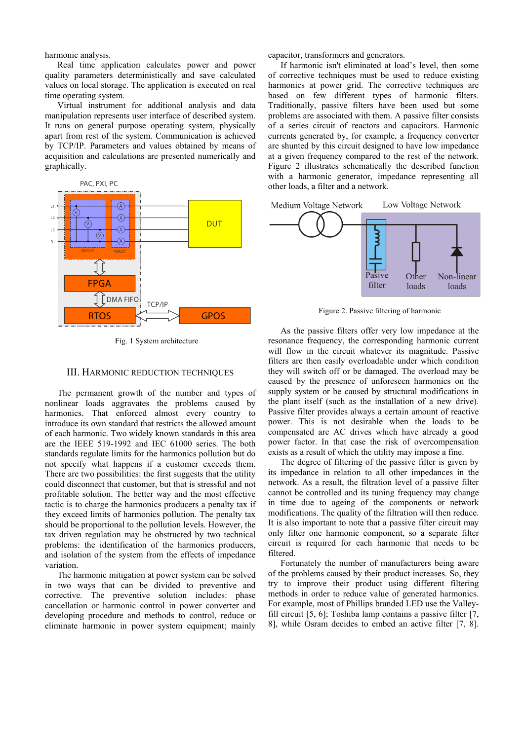harmonic analysis.

Real time application calculates power and power quality parameters deterministically and save calculated values on local storage. The application is executed on real time operating system.

Virtual instrument for additional analysis and data manipulation represents user interface of described system. It runs on general purpose operating system, physically apart from rest of the system. Communication is achieved by TCP/IP. Parameters and values obtained by means of acquisition and calculations are presented numerically and graphically.

Fig. 1 System architecture

## III. Harmonic Reduction Techniques

The permanent growth of the number and types of nonlinear loads aggravates the problems caused by harmonics. That enforced almost every country to introduce its own standard that restricts the allowed amount of each harmonic. Two widely known standards in this area are the IEEE 519-1992 and IEC 61000 series. The both standards regulate limits for the harmonics pollution but do not specify what happens if a customer exceeds them. There are two possibilities: the first suggests that the utility could disconnect that customer, but that is stressful and not profitable solution. The better way and the most effective tactic is to charge the harmonics producers a penalty tax if they exceed limits of harmonics pollution. The penalty tax should be proportional to the pollution levels. However, the tax driven regulation may be obstructed by two technical problems: the identification of the harmonics producers, and isolation of the system from the effects of impedance variation.

The harmonic mitigation at power system can be solved in two ways that can be divided to preventive and corrective. The preventive solution includes: phase cancellation or harmonic control in power converter and developing procedure and methods to control, reduce or eliminate harmonic in power system equipment; mainly capacitor, transformers and generators.

If harmonic isn't eliminated at load's level, then some of corrective techniques must be used to reduce existing harmonics at power grid. The corrective techniques are based on few different types of harmonic filters. Traditionally, passive filters have been used but some problems are associated with them. A passive filter consists of a series circuit of reactors and capacitors. Harmonic currents generated by, for example, a frequency converter are shunted by this circuit designed to have low impedance at a given frequency compared to the rest of the network. Figure 2 illustrates schematically the described function with a harmonic generator, impedance representing all other loads, a filter and a network.

Figure 2. Passive filtering of harmonic

As the passive filters offer very low impedance at the resonance frequency, the corresponding harmonic current will flow in the circuit whatever its magnitude. Passive filters are then easily overloadable under which condition they will switch off or be damaged. The overload may be caused by the presence of unforeseen harmonics on the supply system or be caused by structural modifications in the plant itself (such as the installation of a new drive). Passive filter provides always a certain amount of reactive power. This is not desirable when the loads to be compensated are AC drives which have already a good power factor. In that case the risk of overcompensation exists as a result of which the utility may impose a fine.

The degree of filtering of the passive filter is given by its impedance in relation to all other impedances in the network. As a result, the filtration level of a passive filter cannot be controlled and its tuning frequency may change in time due to ageing of the components or network modifications. The quality of the filtration will then reduce. It is also important to note that a passive filter circuit may only filter one harmonic component, so a separate filter circuit is required for each harmonic that needs to be filtered.

Fortunately the number of manufacturers being aware of the problems caused by their product increases. So, they try to improve their product using different filtering methods in order to reduce value of generated harmonics. For example, most of Phillips branded LED use the Valley-fill circuit [5, 6]; Toshiba lamp contains a passive filter [7, 8], while Osram decides to embed an active filter [7, 8].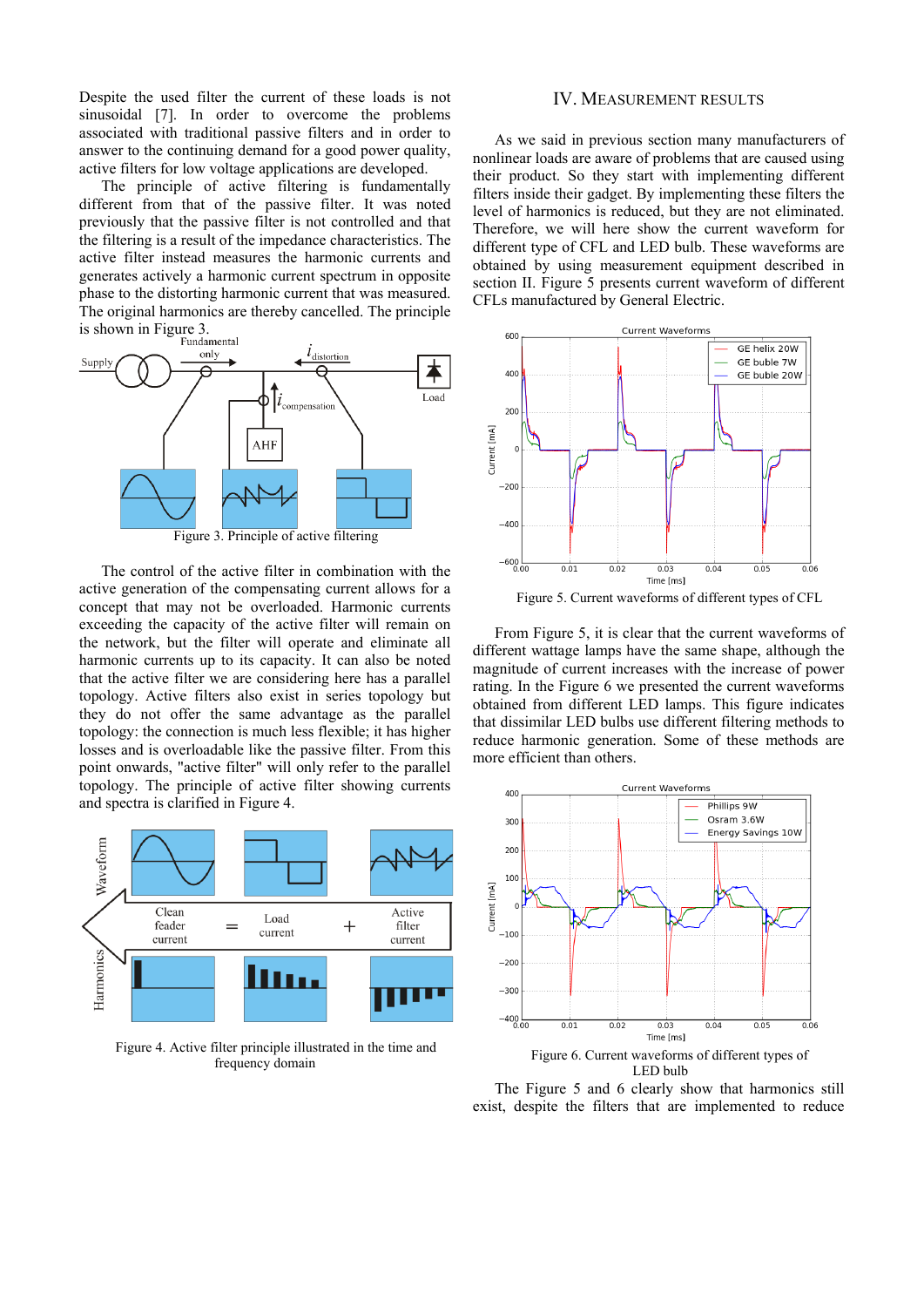Despite the used filter the current of these loads is not sinusoidal [7]. In order to overcome the problems associated with traditional passive filters and in order to answer to the continuing demand for a good power quality, active filters for low voltage applications are developed.

The principle of active filtering is fundamentally different from that of the passive filter. It was noted previously that the passive filter is not controlled and that the filtering is a result of the impedance characteristics. The active filter instead measures the harmonic currents and generates actively a harmonic current spectrum in opposite phase to the distorting harmonic current that was measured. The original harmonics are thereby cancelled. The principle is shown in Figure 3.

Figure 3. Principle of active filtering

The control of the active filter in combination with the active generation of the compensating current allows for a concept that may not be overloaded. Harmonic currents exceeding the capacity of the active filter will remain on the network, but the filter will operate and eliminate all harmonic currents up to its capacity. It can also be noted that the active filter we are considering here has a parallel topology. Active filters also exist in series topology but they do not offer the same advantage as the parallel topology: the connection is much less flexible; it has higher losses and is overloadable like the passive filter. From this point onwards, "active filter" will only refer to the parallel topology. The principle of active filter showing currents and spectra is clarified in Figure 4.

Figure 4. Active filter principle illustrated in the time and frequency domain

## IV. MEASUREMENT RESULTS

As we said in previous section many manufacturers of nonlinear loads are aware of problems that are caused using their product. So they start with implementing different filters inside their gadget. By implementing these filters the level of harmonics is reduced, but they are not eliminated. Therefore, we will here show the current waveform for different type of CFL and LED bulb. These waveforms are obtained by using measurement equipment described in section II. Figure 5 presents current waveform of different CFLs manufactured by General Electric.

Figure 5. Current waveforms of different types of CFL

From Figure 5, it is clear that the current waveforms of different wattage lamps have the same shape, although the magnitude of current increases with the increase of power rating. In the Figure 6 we presented the current waveforms obtained from different LED lamps. This figure indicates that dissimilar LED bulbs use different filtering methods to reduce harmonic generation. Some of these methods are more efficient than others.

Figure 6. Current waveforms of different types of LED bulb

The Figure 5 and 6 clearly show that harmonics still exist, despite the filters that are implemented to reduce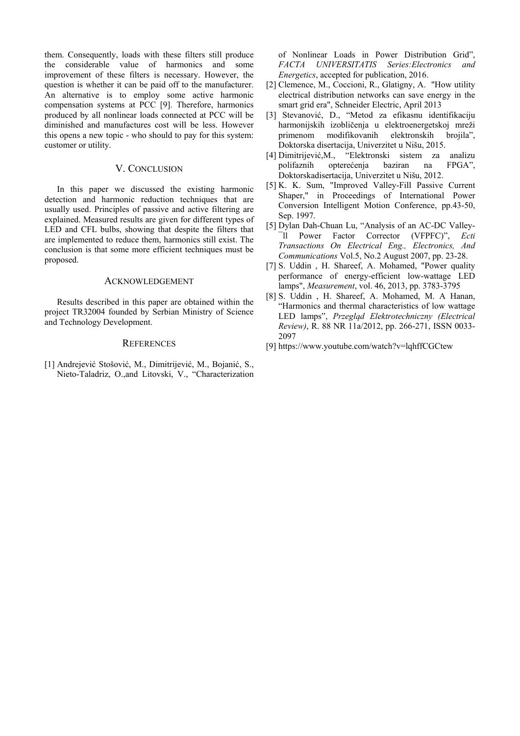them. Consequently, loads with these filters still produce the considerable value of harmonics and some improvement of these filters is necessary. However, the question is whether it can be paid off to the manufacturer. An alternative is to employ some active harmonic compensation systems at PCC [9]. Therefore, harmonics produced by all nonlinear loads connected at PCC will be diminished and manufactures cost will be less. However this opens a new topic - who should to pay for this system: customer or utility.

## V. CONCLUSION

In this paper we discussed the existing harmonic detection and harmonic reduction techniques that are usually used. Principles of passive and active filtering are explained. Measured results are given for different types of LED and CFL bulbs, showing that despite the filters that are implemented to reduce them, harmonics still exist. The conclusion is that some more efficient techniques must be proposed.

## ACKNOWLEDGEMENT

Results described in this paper are obtained within the project TR32004 founded by Serbian Ministry of Science and Technology Development.

## REFERENCES

[1] Andrejević Stošović, M., Dimitrijević, M., Bojanić, S., Nieto-Taladriz, O.,and Litovski, V., “Characterization of Nonlinear Loads in Power Distribution Grid”, *FACTA UNIVERSITATIS Series:Electronics and Energetics*, accepted for publication, 2016.

[2] Clemence, M., Coccioni, R., Glatigny, A. "How utility electrical distribution networks can save energy in the smart grid era", Schneider Electric, April 2013

[3] Stevanović, D., “Metod za efikasnu identifikaciju harmonijskih izobličenja u elektroenergetskoj mreži primenom modifikovanih elektronskih brojila”, Doktorska disertacija, Univerzitet u Nišu, 2015.

[4] Dimitrijević,M., “Elektronski sistem za analizu polifaznih opterećenja baziran na FPGA”, Doktorskadisertacija, Univerzitet u Nišu, 2012.

[5] K. K. Sum, "Improved Valley-Fill Passive Current Shaper," in Proceedings of International Power Conversion Intelligent Motion Conference, pp.43-50, Sep. 1997.

[5] Dylan Dah-Chuan Lu, “Analysis of an AC-DC Valley-¯ll Power Factor Corrector (VFPFC)”, *Ecti Transactions On Electrical Eng., Electronics, And Communications* Vol.5, No.2 August 2007, pp. 23-28.

[7] S. Uddin , H. Shareef, A. Mohamed, "Power quality performance of energy-efficient low-wattage LED lamps", *Measurement*, vol. 46, 2013, pp. 3783-3795

[8] S. Uddin , H. Shareef, A. Mohamed, M. A Hanan, “Harmonics and thermal characteristics of low wattage LED lamps”, *Przegląd Elektrotechniczny (Electrical Review)*, R. 88 NR 11a/2012, pp. 266-271, ISSN 0033-2097

[9] https://www.youtube.com/watch?v=lqhffCGCtew